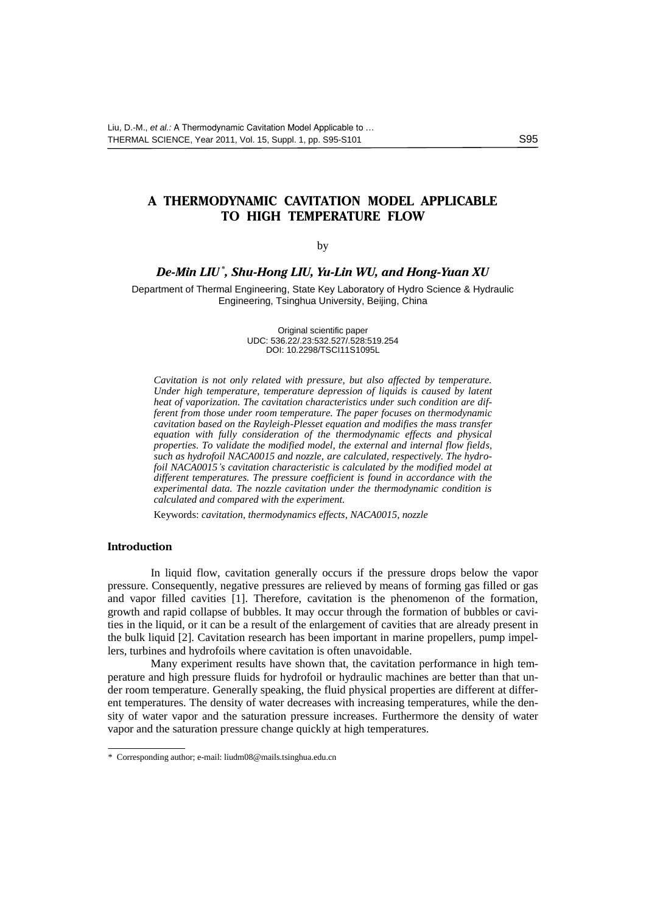# A THERMODYNAMIC CAVITATION MODEL APPLICABLE TO HIGH TEMPERATURE FLOW

by

***De-Min LIU*, Shu-Hong LIU, Yu-Lin WU, and Hong-Yuan XU***

Department of Thermal Engineering, State Key Laboratory of Hydro Science & Hydraulic Engineering, Tsinghua University, Beijing, China

Original scientific paper
UDC: 536.22/.23:532.527/.528:519.254
DOI: 10.2298/TSCI11S1095L

*Cavitation is not only related with pressure, but also affected by temperature. Under high temperature, temperature depression of liquids is caused by latent heat of vaporization. The cavitation characteristics under such condition are different from those under room temperature. The paper focuses on thermodynamic cavitation based on the Rayleigh-Plesset equation and modifies the mass transfer equation with fully consideration of the thermodynamic effects and physical properties. To validate the modified model, the external and internal flow fields, such as hydrofoil NACA0015 and nozzle, are calculated, respectively. The hydrofoil NACA0015's cavitation characteristic is calculated by the modified model at different temperatures. The pressure coefficient is found in accordance with the experimental data. The nozzle cavitation under the thermodynamic condition is calculated and compared with the experiment.*

Keywords: *cavitation, thermodynamics effects, NACA0015, nozzle*

## Introduction

In liquid flow, cavitation generally occurs if the pressure drops below the vapor pressure. Consequently, negative pressures are relieved by means of forming gas filled or gas and vapor filled cavities [1]. Therefore, cavitation is the phenomenon of the formation, growth and rapid collapse of bubbles. It may occur through the formation of bubbles or cavities in the liquid, or it can be a result of the enlargement of cavities that are already present in the bulk liquid [2]. Cavitation research has been important in marine propellers, pump impellers, turbines and hydrofoils where cavitation is often unavoidable.

Many experiment results have shown that, the cavitation performance in high temperature and high pressure fluids for hydrofoil or hydraulic machines are better than that under room temperature. Generally speaking, the fluid physical properties are different at different temperatures. The density of water decreases with increasing temperatures, while the density of water vapor and the saturation pressure increases. Furthermore the density of water vapor and the saturation pressure change quickly at high temperatures.

---

\* Corresponding author; e-mail: liudm08@mails.tsinghua.edu.cn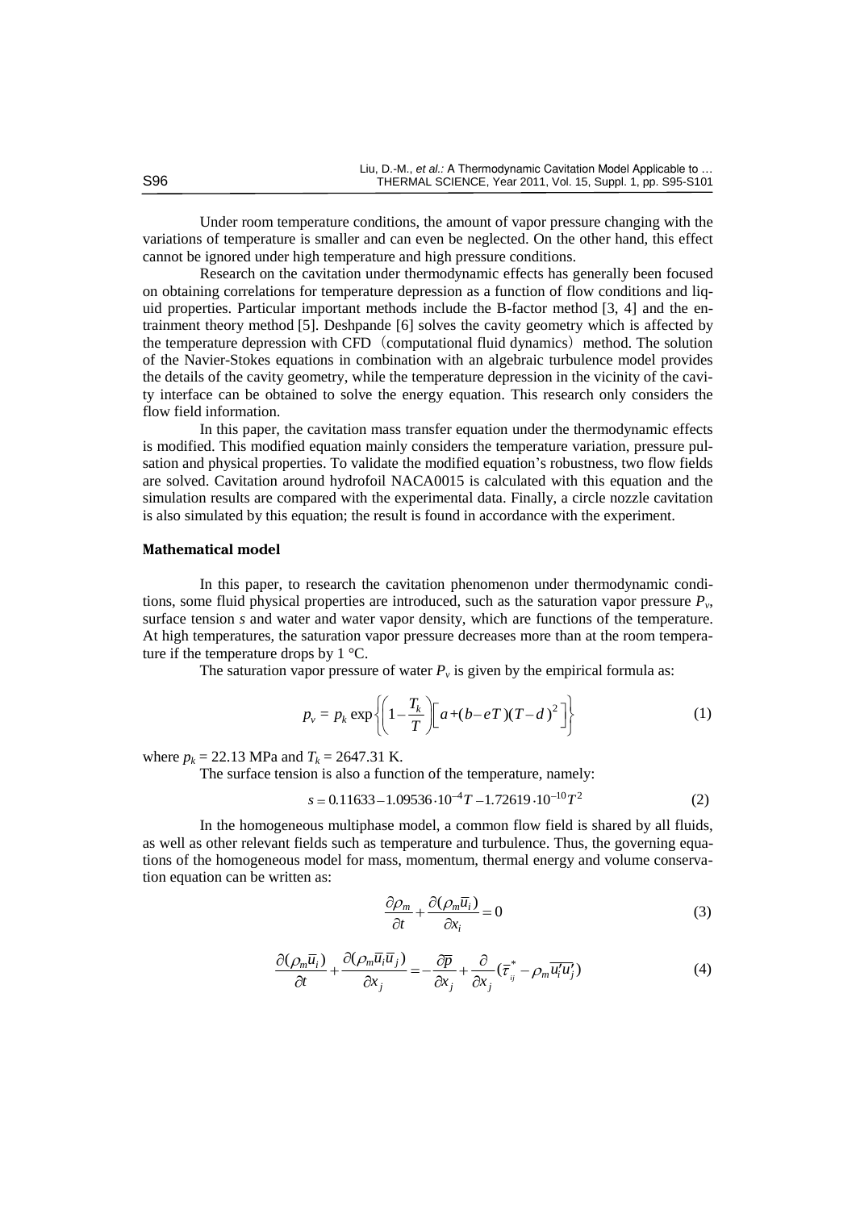Under room temperature conditions, the amount of vapor pressure changing with the variations of temperature is smaller and can even be neglected. On the other hand, this effect cannot be ignored under high temperature and high pressure conditions.

Research on the cavitation under thermodynamic effects has generally been focused on obtaining correlations for temperature depression as a function of flow conditions and liquid properties. Particular important methods include the B-factor method [3, 4] and the entrainment theory method [5]. Deshpande [6] solves the cavity geometry which is affected by the temperature depression with CFD（computational fluid dynamics）method. The solution of the Navier-Stokes equations in combination with an algebraic turbulence model provides the details of the cavity geometry, while the temperature depression in the vicinity of the cavity interface can be obtained to solve the energy equation. This research only considers the flow field information.

In this paper, the cavitation mass transfer equation under the thermodynamic effects is modified. This modified equation mainly considers the temperature variation, pressure pulsation and physical properties. To validate the modified equation's robustness, two flow fields are solved. Cavitation around hydrofoil NACA0015 is calculated with this equation and the simulation results are compared with the experimental data. Finally, a circle nozzle cavitation is also simulated by this equation; the result is found in accordance with the experiment.

## Mathematical model

In this paper, to research the cavitation phenomenon under thermodynamic conditions, some fluid physical properties are introduced, such as the saturation vapor pressure $P_v$, surface tension $s$ and water and water vapor density, which are functions of the temperature. At high temperatures, the saturation vapor pressure decreases more than at the room temperature if the temperature drops by 1 °C.

The saturation vapor pressure of water $P_v$ is given by the empirical formula as:

$$p_v = p_k \exp\left\{\left(1-\frac{T_k}{T}\right)\left[a+(b-eT)(T-d)^2\right]\right\} \tag{1}$$

where $p_k$ = 22.13 MPa and $T_k$ = 2647.31 K.

The surface tension is also a function of the temperature, namely:

$$s = 0.11633 - 1.09536 \cdot 10^{-4} T - 1.72619 \cdot 10^{-10} T^2 \tag{2}$$

In the homogeneous multiphase model, a common flow field is shared by all fluids, as well as other relevant fields such as temperature and turbulence. Thus, the governing equations of the homogeneous model for mass, momentum, thermal energy and volume conservation equation can be written as:

$$\frac{\partial \rho_m}{\partial t} + \frac{\partial(\rho_m \overline{u}_i)}{\partial x_i} = 0 \tag{3}$$

$$\frac{\partial(\rho_m \overline{u}_i)}{\partial t} + \frac{\partial(\rho_m \overline{u}_i \overline{u}_j)}{\partial x_j} = -\frac{\partial \overline{p}}{\partial x_j} + \frac{\partial}{\partial x_j}(\overline{\tau}_{ij}^{*} - \rho_m \overline{u_i' u_j'}) \tag{4}$$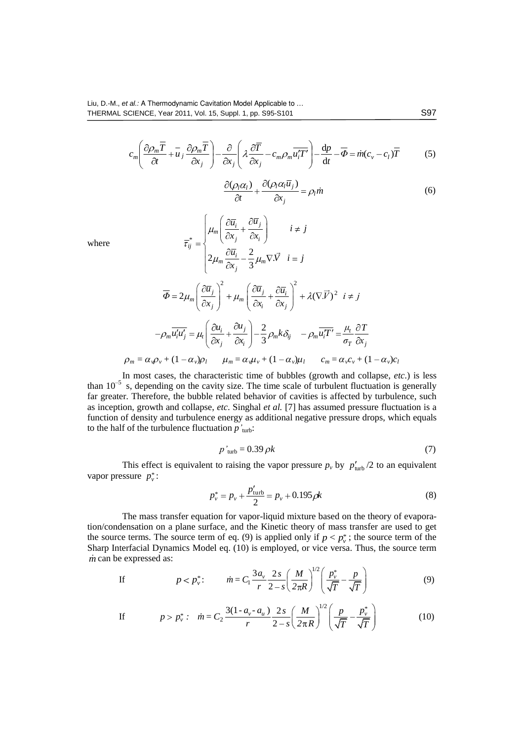$$c_m\left(\frac{\partial \rho_m \overline{T}}{\partial t}+\bar{u}_j\frac{\partial \rho_m \overline{T}}{\partial x_j}\right)-\frac{\partial}{\partial x_j}\left(\lambda\frac{\partial \overline{T}}{\partial x_j}-c_m\rho_m\overline{u_i'T'}\right)-\frac{\mathrm{d}p}{\mathrm{d}t}-\overline{\Phi}=\dot{m}(c_v-c_l)\overline{T} \tag{5}$$

$$\frac{\partial(\rho_l\alpha_l)}{\partial t}+\frac{\partial(\rho_l\alpha_l\bar{u}_j)}{\partial x_j}=\rho_l\dot{m} \tag{6}$$

where

$$\bar{\tau}_{ij}^*=\begin{cases}\mu_m\left(\dfrac{\partial \bar{u}_i}{\partial x_j}+\dfrac{\partial \bar{u}_j}{\partial x_i}\right) & i\neq j\\[2ex] 2\mu_m\dfrac{\partial \bar{u}_i}{\partial x_j}-\dfrac{2}{3}\mu_m\nabla.\vec{V} & i=j\end{cases}$$

$$\overline{\Phi}=2\mu_m\left(\frac{\partial \bar{u}_j}{\partial x_j}\right)^2+\mu_m\left(\frac{\partial \bar{u}_j}{\partial x_i}+\frac{\partial \bar{u}_i}{\partial x_j}\right)^2+\lambda(\nabla.\vec{V})^2 \quad i\neq j$$

$$-\rho_m\overline{u_i'u_j'}=\mu_t\left(\frac{\partial u_i}{\partial x_j}+\frac{\partial u_j}{\partial x_i}\right)-\frac{2}{3}\rho_m k\delta_{ij} \qquad -\rho_m\overline{u_i'T'}=\frac{\mu_t}{\sigma_T}\frac{\partial T}{\partial x_j}$$

$$\rho_m=\alpha_v\rho_v+(1-\alpha_v)\rho_l \qquad \mu_m=\alpha_v\mu_v+(1-\alpha_v)\mu_l \qquad c_m=\alpha_v c_v+(1-\alpha_v)c_l$$

In most cases, the characteristic time of bubbles (growth and collapse, *etc*.) is less than $10^{-5}$ s, depending on the cavity size. The time scale of turbulent fluctuation is generally far greater. Therefore, the bubble related behavior of cavities is affected by turbulence, such as inception, growth and collapse, *etc*. Singhal *et al.* [7] has assumed pressure fluctuation is a function of density and turbulence energy as additional negative pressure drops, which equals to the half of the turbulence fluctuation $p'_{\text{turb}}$:

$$p'_{\text{turb}}=0.39\rho k \tag{7}$$

This effect is equivalent to raising the vapor pressure $p_v$ by $p'_{\text{turb}}/2$ to an equivalent vapor pressure $p_v^*$:

$$p_v^*=p_v+\frac{p'_{\text{turb}}}{2}=p_v+0.195\rho k \tag{8}$$

The mass transfer equation for vapor-liquid mixture based on the theory of evaporation/condensation on a plane surface, and the Kinetic theory of mass transfer are used to get the source terms. The source term of eq. (9) is applied only if $p<p_v^*$; the source term of the Sharp Interfacial Dynamics Model eq. (10) is employed, or vice versa. Thus, the source term $\dot{m}$ can be expressed as:

$$\text{If} \qquad p<p_v^*: \qquad \dot{m}=C_1\frac{3a_v}{r}\frac{2s}{2-s}\left(\frac{M}{2\pi R}\right)^{1/2}\left(\frac{p_v^*}{\sqrt{T}}-\frac{p}{\sqrt{T}}\right) \tag{9}$$

$$\text{If} \qquad p>p_v^*: \quad \dot{m}=C_2\frac{3(1-a_v-a_u)}{r}\frac{2s}{2-s}\left(\frac{M}{2\pi R}\right)^{1/2}\left(\frac{p}{\sqrt{T}}-\frac{p_v^*}{\sqrt{T}}\right) \tag{10}$$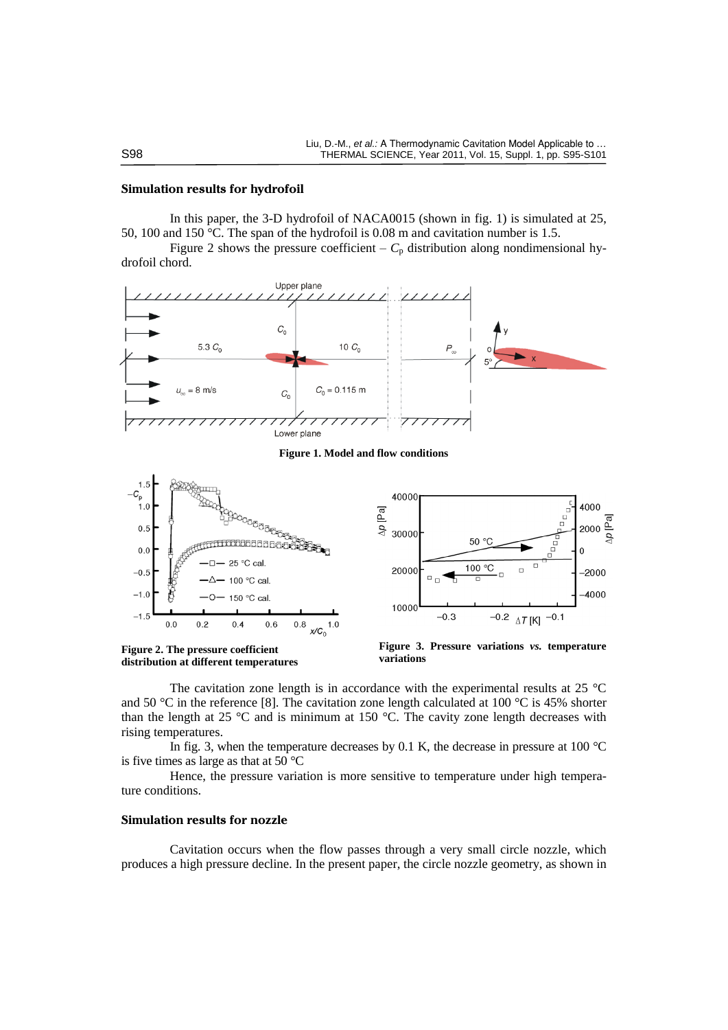### Simulation results for hydrofoil

In this paper, the 3-D hydrofoil of NACA0015 (shown in fig. 1) is simulated at 25, 50, 100 and 150 °C. The span of the hydrofoil is 0.08 m and cavitation number is 1.5.

Figure 2 shows the pressure coefficient – $C_p$ distribution along nondimensional hydrofoil chord.

**Figure 1. Model and flow conditions**

**Figure 2. The pressure coefficient distribution at different temperatures**

**Figure 3. Pressure variations *vs.* temperature variations**

The cavitation zone length is in accordance with the experimental results at 25 °C and 50 °C in the reference [8]. The cavitation zone length calculated at 100 °C is 45% shorter than the length at 25 °C and is minimum at 150 °C. The cavity zone length decreases with rising temperatures.

In fig. 3, when the temperature decreases by 0.1 K, the decrease in pressure at 100 °C is five times as large as that at 50 °C

Hence, the pressure variation is more sensitive to temperature under high temperature conditions.

### Simulation results for nozzle

Cavitation occurs when the flow passes through a very small circle nozzle, which produces a high pressure decline. In the present paper, the circle nozzle geometry, as shown in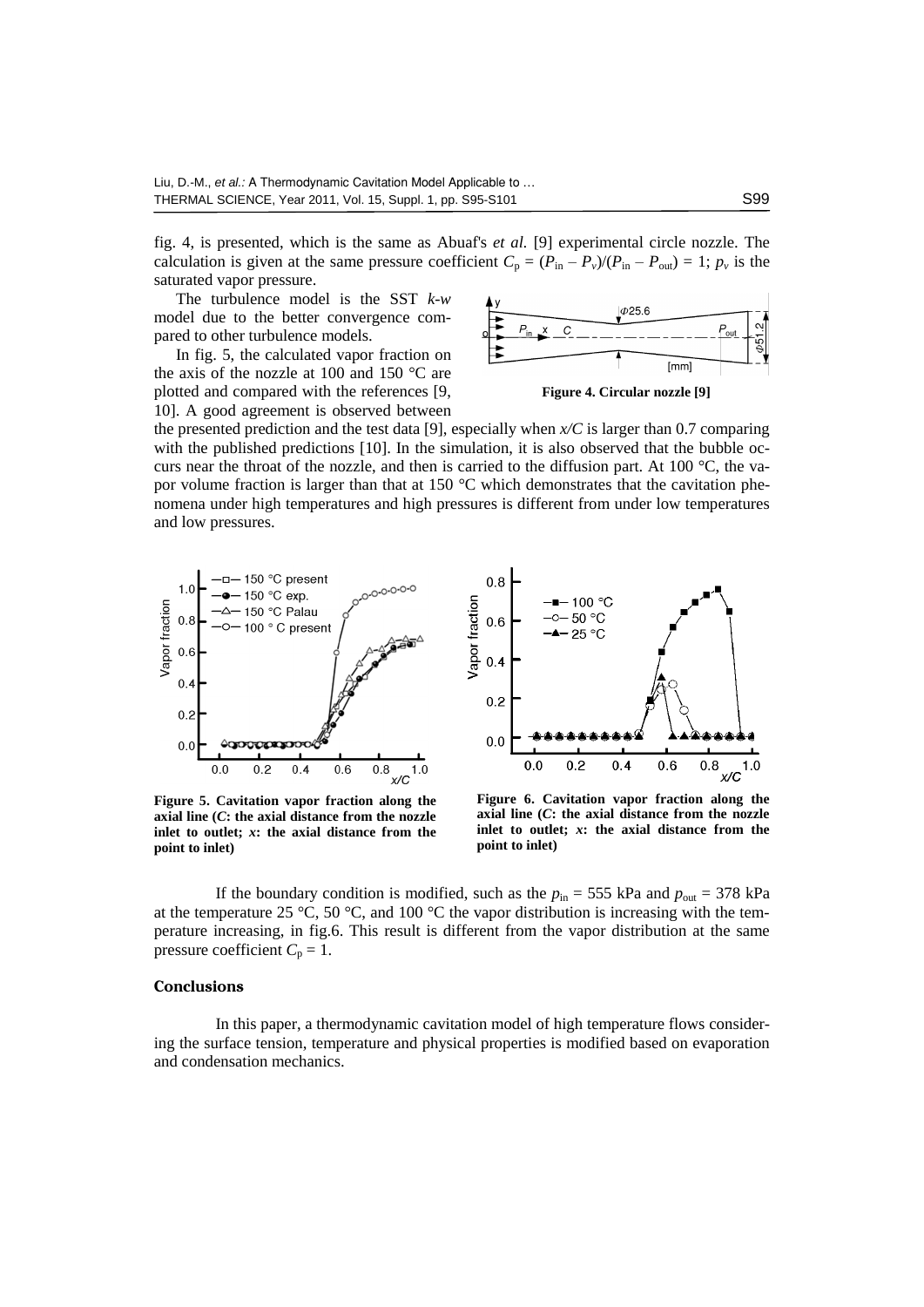fig. 4, is presented, which is the same as Abuaf's *et al.* [9] experimental circle nozzle. The calculation is given at the same pressure coefficient $C_p = (P_{in} - P_v)/(P_{in} - P_{out}) = 1$; $p_v$ is the saturated vapor pressure.

The turbulence model is the SST *k-w* model due to the better convergence compared to other turbulence models.

In fig. 5, the calculated vapor fraction on the axis of the nozzle at 100 and 150 °C are plotted and compared with the references [9, 10]. A good agreement is observed between the presented prediction and the test data [9], especially when *x/C* is larger than 0.7 comparing with the published predictions [10]. In the simulation, it is also observed that the bubble occurs near the throat of the nozzle, and then is carried to the diffusion part. At 100 °C, the vapor volume fraction is larger than that at 150 °C which demonstrates that the cavitation phenomena under high temperatures and high pressures is different from under low temperatures and low pressures.

**Figure 4. Circular nozzle [9]**

**Figure 5. Cavitation vapor fraction along the axial line (*C*: the axial distance from the nozzle inlet to outlet; *x*: the axial distance from the point to inlet)**

**Figure 6. Cavitation vapor fraction along the axial line (*C*: the axial distance from the nozzle inlet to outlet; *x*: the axial distance from the point to inlet)**

If the boundary condition is modified, such as the $p_{in}$ = 555 kPa and $p_{out}$ = 378 kPa at the temperature 25 °C, 50 °C, and 100 °C the vapor distribution is increasing with the temperature increasing, in fig.6. This result is different from the vapor distribution at the same pressure coefficient $C_p = 1$.

## Conclusions

In this paper, a thermodynamic cavitation model of high temperature flows considering the surface tension, temperature and physical properties is modified based on evaporation and condensation mechanics.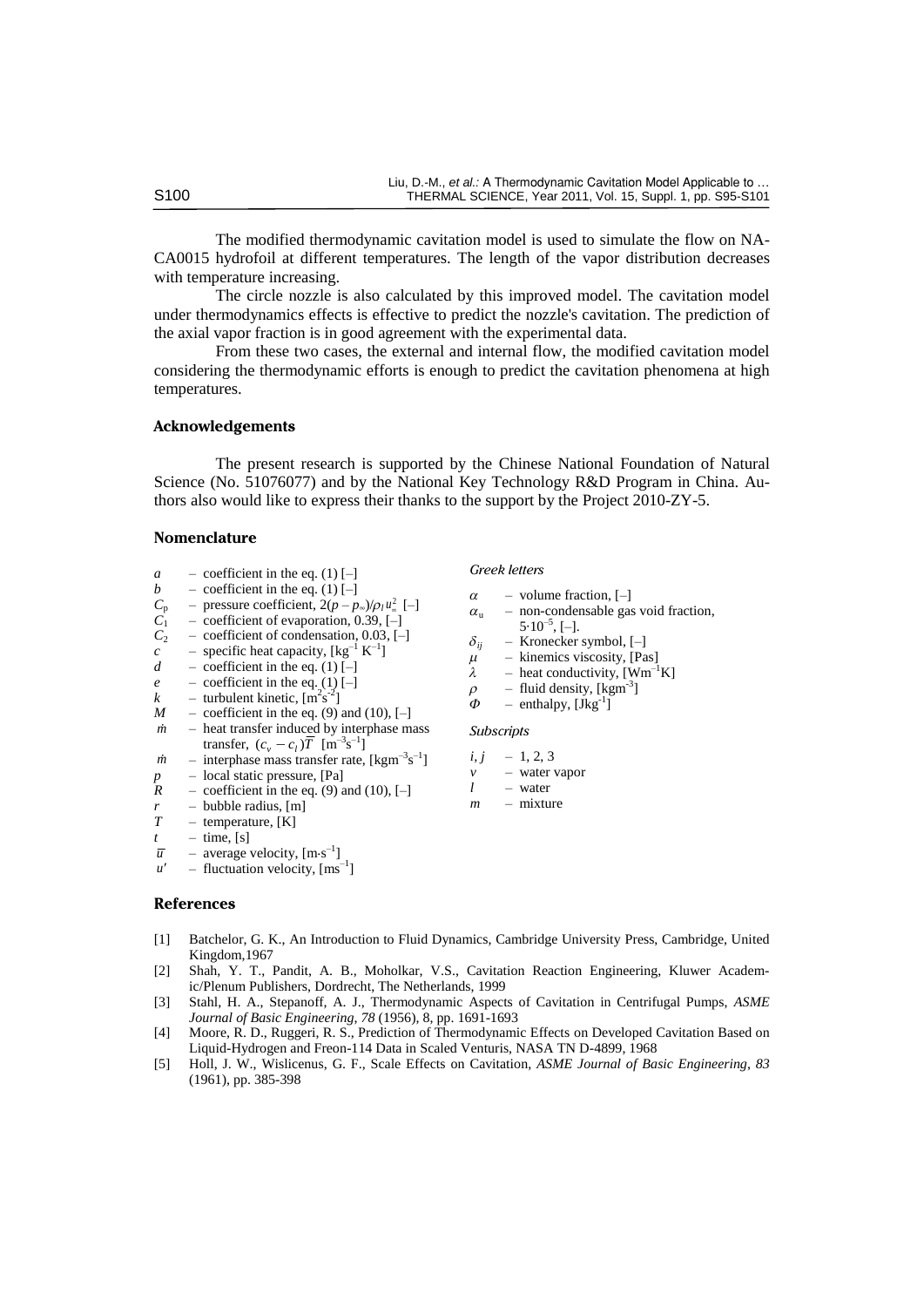The modified thermodynamic cavitation model is used to simulate the flow on NACA0015 hydrofoil at different temperatures. The length of the vapor distribution decreases with temperature increasing.

The circle nozzle is also calculated by this improved model. The cavitation model under thermodynamics effects is effective to predict the nozzle's cavitation. The prediction of the axial vapor fraction is in good agreement with the experimental data.

From these two cases, the external and internal flow, the modified cavitation model considering the thermodynamic efforts is enough to predict the cavitation phenomena at high temperatures.

## Acknowledgements

The present research is supported by the Chinese National Foundation of Natural Science (No. 51076077) and by the National Key Technology R&D Program in China. Authors also would like to express their thanks to the support by the Project 2010-ZY-5.

## Nomenclature

- $a$ – coefficient in the eq. (1) [–]
- $b$ – coefficient in the eq. (1) [–]
- $C_p$ – pressure coefficient, $2(p - p_\infty)/\rho_l u_\infty^2$ [–]
- $C_1$ – coefficient of evaporation, 0.39, [–]
- $C_2$ – coefficient of condensation, 0.03, [–]
- $c$ – specific heat capacity, [$\text{kg}^{-1}\,\text{K}^{-1}$]
- $d$ – coefficient in the eq. (1) [–]
- $e$ – coefficient in the eq. (1) [–]
- $k$ – turbulent kinetic, [$\text{m}^2\text{s}^{-2}$]
- $M$ – coefficient in the eq. (9) and (10), [–]
- $\dot{m}$ – heat transfer induced by interphase mass transfer, $(c_v - c_l)\overline{T}$ [$\text{m}^{-3}\text{s}^{-1}$]
- $\dot{m}$ – interphase mass transfer rate, [$\text{kgm}^{-3}\text{s}^{-1}$]
- $p$ – local static pressure, [Pa]
- $R$ – coefficient in the eq. (9) and (10), [–]
- $r$ – bubble radius, [m]
- $T$ – temperature, [K]
- $t$ – time, [s]
- $\overline{u}$ – average velocity, [$\text{m}\cdot\text{s}^{-1}$]
- $u'$ – fluctuation velocity, [$\text{ms}^{-1}$]

### Greek letters

- $\alpha$ – volume fraction, [–]
- $\alpha_u$ – non-condensable gas void fraction, $5\cdot10^{-5}$, [–].
- $\delta_{ij}$ – Kronecker symbol, [–]
- $\mu$ – kinemics viscosity, [Pas]
- $\lambda$ – heat conductivity, [$\text{Wm}^{-1}\text{K}$]
- $\rho$ – fluid density, [$\text{kgm}^{-3}$]
- $\Phi$ – enthalpy, [$\text{Jkg}^{-1}$]

### Subscripts

- $i, j$ – 1, 2, 3
- $v$ – water vapor
- $l$ – water
- $m$ – mixture

## References

[1] Batchelor, G. K., An Introduction to Fluid Dynamics, Cambridge University Press, Cambridge, United Kingdom,1967

[2] Shah, Y. T., Pandit, A. B., Moholkar, V.S., Cavitation Reaction Engineering, Kluwer Academic/Plenum Publishers, Dordrecht, The Netherlands, 1999

[3] Stahl, H. A., Stepanoff, A. J., Thermodynamic Aspects of Cavitation in Centrifugal Pumps, *ASME Journal of Basic Engineering, 78* (1956), 8, pp. 1691-1693

[4] Moore, R. D., Ruggeri, R. S., Prediction of Thermodynamic Effects on Developed Cavitation Based on Liquid-Hydrogen and Freon-114 Data in Scaled Venturis, NASA TN D-4899, 1968

[5] Holl, J. W., Wislicenus, G. F., Scale Effects on Cavitation, *ASME Journal of Basic Engineering, 83* (1961), pp. 385-398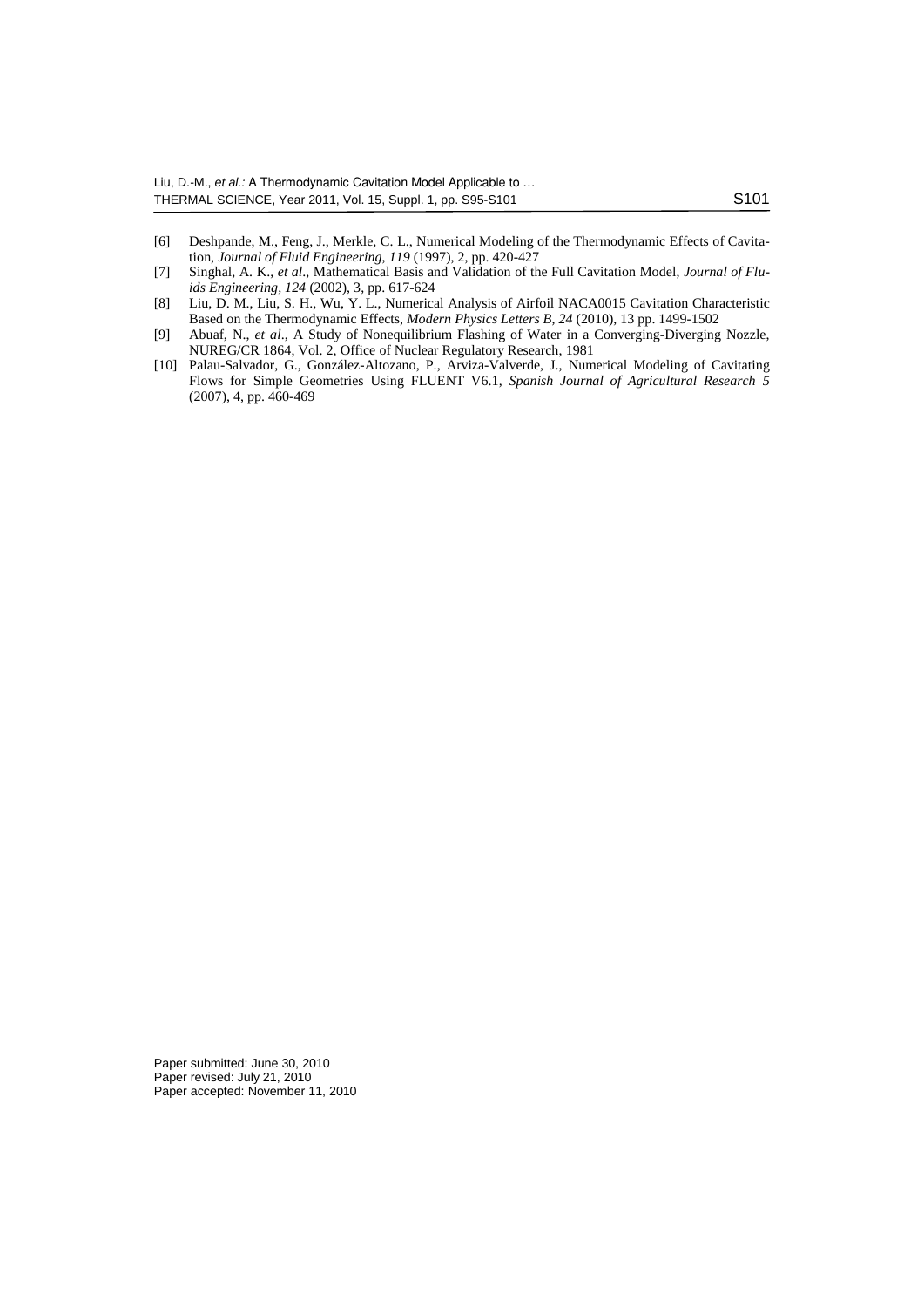[6] Deshpande, M., Feng, J., Merkle, C. L., Numerical Modeling of the Thermodynamic Effects of Cavitation, *Journal of Fluid Engineering*, *119* (1997), 2, pp. 420-427

[7] Singhal, A. K., *et al*., Mathematical Basis and Validation of the Full Cavitation Model, *Journal of Fluids Engineering*, *124* (2002), 3, pp. 617-624

[8] Liu, D. M., Liu, S. H., Wu, Y. L., Numerical Analysis of Airfoil NACA0015 Cavitation Characteristic Based on the Thermodynamic Effects, *Modern Physics Letters B, 24* (2010), 13 pp. 1499-1502

[9] Abuaf, N., *et al*., A Study of Nonequilibrium Flashing of Water in a Converging-Diverging Nozzle, NUREG/CR 1864, Vol. 2, Office of Nuclear Regulatory Research, 1981

[10] Palau-Salvador, G., González-Altozano, P., Arviza-Valverde, J., Numerical Modeling of Cavitating Flows for Simple Geometries Using FLUENT V6.1, *Spanish Journal of Agricultural Research 5* (2007), 4, pp. 460-469

Paper submitted: June 30, 2010
Paper revised: July 21, 2010
Paper accepted: November 11, 2010